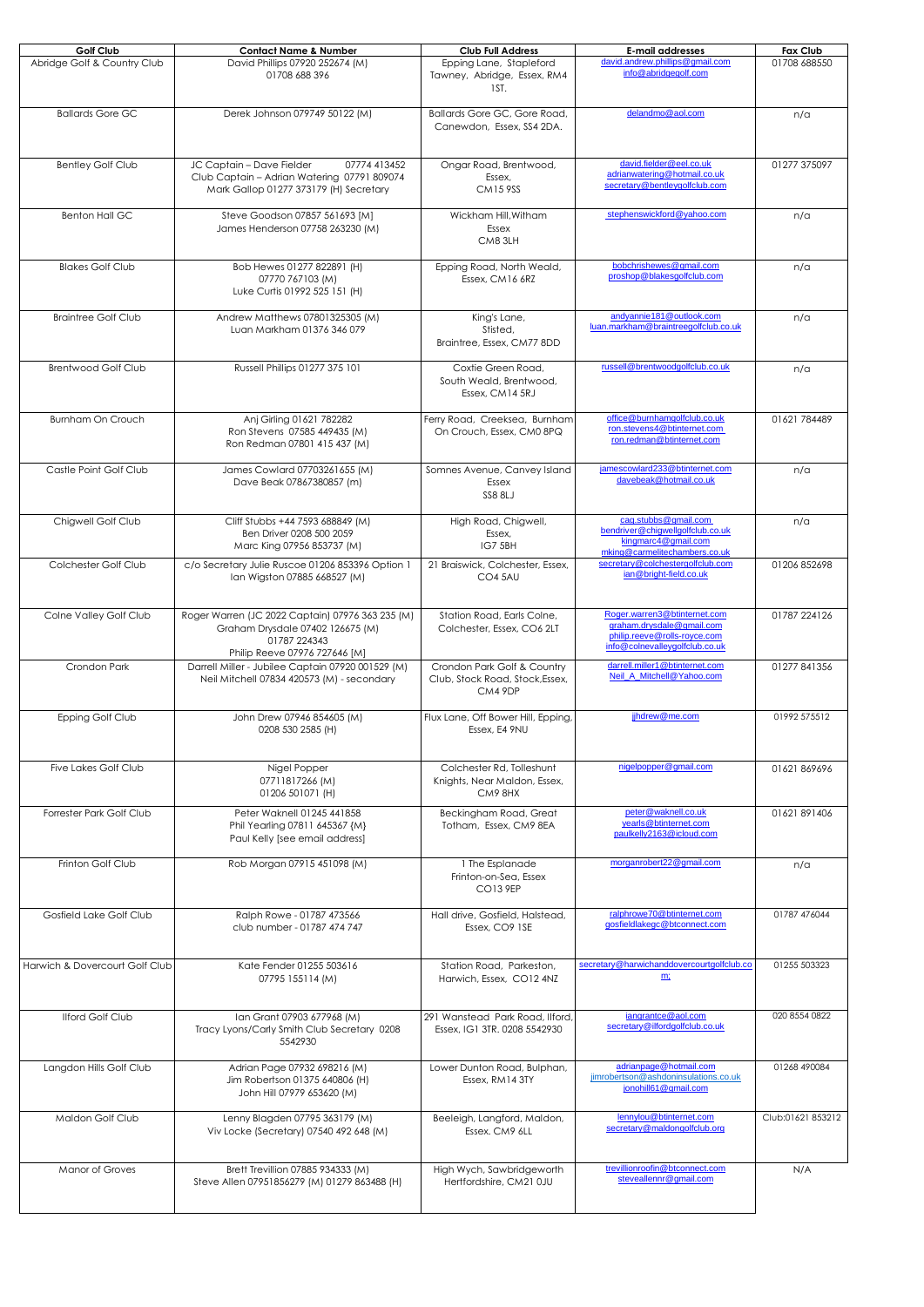| Golf Club | Contact Name & Number | Club Full Address | E-mail addresses | Fax Club |
|---|---|---|---|---|
| Abridge Golf & Country Club | David Phillips 07920 252674 (M)<br>01708 688 396 | Epping Lane, Stapleford Tawney, Abridge, Essex, RM4 1ST. | david.andrew.phillips@gmail.com<br>info@abridgegolf.com | 01708 688550 |
| Ballards Gore GC | Derek Johnson 079749 50122 (M) | Ballards Gore GC, Gore Road, Canewdon, Essex, SS4 2DA. | delandmo@aol.com | n/a |
| Bentley Golf Club | JC Captain – Dave Fielder 07774 413452<br>Club Captain – Adrian Watering 07791 809074<br>Mark Gallop 01277 373179 (H) Secretary | Ongar Road, Brentwood, Essex, CM15 9SS | david.fielder@eel.co.uk<br>adrianwatering@hotmail.co.uk<br>secretary@bentleygolfclub.com | 01277 375097 |
| Benton Hall GC | Steve Goodson 07857 561693 [M]<br>James Henderson 07758 263230 (M) | Wickham Hill,Witham Essex CM8 3LH | stephenswickford@yahoo.com | n/a |
| Blakes Golf Club | Bob Hewes 01277 822891 (H)<br>07770 767103 (M)<br>Luke Curtis 01992 525 151 (H) | Epping Road, North Weald, Essex, CM16 6RZ | bobchrishewes@gmail.com<br>proshop@blakesgolfclub.com | n/a |
| Braintree Golf Club | Andrew Matthews 07801325305 (M)<br>Luan Markham 01376 346 079 | King's Lane, Stisted, Braintree, Essex, CM77 8DD | andyannie181@outlook.com<br>luan.markham@braintreegolfclub.co.uk | n/a |
| Brentwood Golf Club | Russell Phillips 01277 375 101 | Coxtie Green Road, South Weald, Brentwood, Essex, CM14 5RJ | russell@brentwoodgolfclub.co.uk | n/a |
| Burnham On Crouch | Anj Girling 01621 782282<br>Ron Stevens 07585 449435 (M)<br>Ron Redman 07801 415 437 (M) | Ferry Road, Creeksea, Burnham On Crouch, Essex, CM0 8PQ | office@burnhamgolfclub.co.uk<br>ron.stevens4@btinternet.com<br>ron.redman@btinternet.com | 01621 784489 |
| Castle Point Golf Club | James Cowlard 07703261655 (M)<br>Dave Beak 07867380857 (m) | Somnes Avenue, Canvey Island Essex SS8 8LJ | jamescowlard233@btinternet.com<br>davebeak@hotmail.co.uk | n/a |
| Chigwell Golf Club | Cliff Stubbs +44 7593 688849 (M)<br>Ben Driver 0208 500 2059<br>Marc King 07956 853737 (M) | High Road, Chigwell, Essex, IG7 5BH | cag.stubbs@gmail.com<br>bendriver@chigwellgolfclub.co.uk<br>kingmarc4@gmail.com<br>mking@carmelitechambers.co.uk | n/a |
| Colchester Golf Club | c/o Secretary Julie Ruscoe 01206 853396 Option 1<br>Ian Wigston 07885 668527 (M) | 21 Braiswick, Colchester, Essex, CO4 5AU | secretary@colchestergolfclub.com<br>ian@bright-field.co.uk | 01206 852698 |
| Colne Valley Golf Club | Roger Warren (JC 2022 Captain) 07976 363 235 (M)<br>Graham Drysdale 07402 126675 (M)<br>01787 224343<br>Philip Reeve 07976 727646 [M] | Station Road, Earls Colne, Colchester, Essex, CO6 2LT | Roger.warren3@btinternet.com<br>graham.drysdale@gmail.com<br>philip.reeve@rolls-royce.com<br>info@colnevalleygolfclub.co.uk | 01787 224126 |
| Crondon Park | Darrell Miller - Jubilee Captain 07920 001529 (M)<br>Neil Mitchell 07834 420573 (M) - secondary | Crondon Park Golf & Country Club, Stock Road, Stock,Essex, CM4 9DP | darrell.miller1@btinternet.com<br>Neil_A_Mitchell@Yahoo.com | 01277 841356 |
| Epping Golf Club | John Drew 07946 854605 (M)<br>0208 530 2585 (H) | Flux Lane, Off Bower Hill, Epping, Essex, E4 9NU | jjhdrew@me.com | 01992 575512 |
| Five Lakes Golf Club | Nigel Popper<br>07711817266 (M)<br>01206 501071 (H) | Colchester Rd, Tolleshunt Knights, Near Maldon, Essex, CM9 8HX | nigelpopper@gmail.com | 01621 869696 |
| Forrester Park Golf Club | Peter Waknell 01245 441858<br>Phil Yearling 07811 645367 {M}<br>Paul Kelly [see email address] | Beckingham Road, Great Totham, Essex, CM9 8EA | peter@waknell.co.uk<br>yearls@btinternet.com<br>paulkelly2163@icloud.com | 01621 891406 |
| Frinton Golf Club | Rob Morgan 07915 451098 (M) | 1 The Esplanade Frinton-on-Sea, Essex CO13 9EP | morganrobert22@gmail.com | n/a |
| Gosfield Lake Golf Club | Ralph Rowe - 01787 473566<br>club number - 01787 474 747 | Hall drive, Gosfield, Halstead, Essex, CO9 1SE | ralphrowe70@btinternet.com<br>gosfieldlakegc@btconnect.com | 01787 476044 |
| Harwich & Dovercourt Golf Club | Kate Fender 01255 503616<br>07795 155114 (M) | Station Road, Parkeston, Harwich, Essex, CO12 4NZ | secretary@harwichanddovercourtgolfclub.com; | 01255 503323 |
| Ilford Golf Club | Ian Grant 07903 677968 (M)<br>Tracy Lyons/Carly Smith Club Secretary 0208 5542930 | 291 Wanstead Park Road, Ilford, Essex, IG1 3TR. 0208 5542930 | iangrantce@aol.com<br>secretary@ilfordgolfclub.co.uk | 020 8554 0822 |
| Langdon Hills Golf Club | Adrian Page 07932 698216 (M)<br>Jim Robertson 01375 640806 (H)<br>John Hill 07979 653620 (M) | Lower Dunton Road, Bulphan, Essex, RM14 3TY | adrianpage@hotmail.com<br>jimrobertson@ashdoninsulations.co.uk<br>jonohill61@gmail.com | 01268 490084 |
| Maldon Golf Club | Lenny Blagden 07795 363179 (M)<br>Viv Locke (Secretary) 07540 492 648 (M) | Beeleigh, Langford, Maldon, Essex. CM9 6LL | lennylou@btinternet.com<br>secretary@maldongolfclub.org | Club:01621 853212 |
| Manor of Groves | Brett Trevillion 07885 934333 (M)<br>Steve Allen 07951856279 (M) 01279 863488 (H) | High Wych, Sawbridgeworth Hertfordshire, CM21 0JU | trevillionroofin@btconnect.com<br>steveallennr@gmail.com | N/A |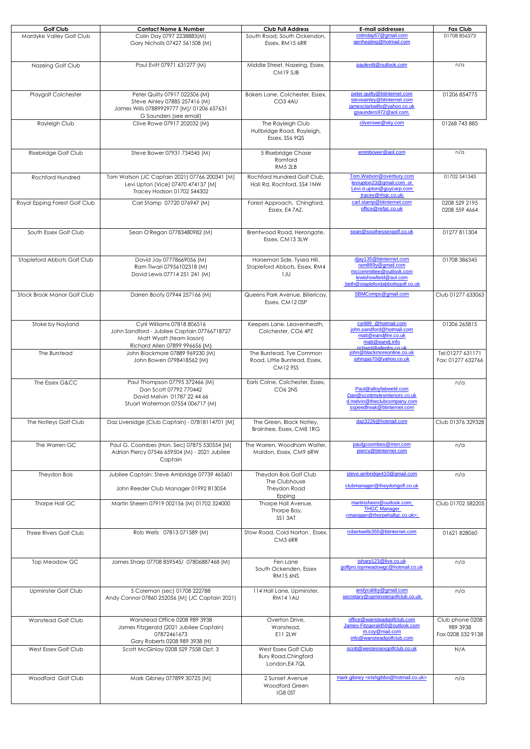| Golf Club | Contact Name & Number | Club Full Address | E-mail addresses | Fax Club |
| --- | --- | --- | --- | --- |
| Mardyke Valley Golf Club | Colin Day 0797 2238883(M)<br>Gary Nicholls 07427 561508 (M) | South Road, South Ockendon, Essex, RM15 6RR | colinday67@gmail.com<br>genheating@hotmail.com | 01708 856573 |
| Nazeing Golf Club | Paul Evitt 07971 631277 (M) | Middle Street, Nazeing, Essex, CM19 5JB | paulevitt@outlook.com | n/a |
| Playgolf Colchester | Peter Quilty 07917 022506 (M)<br>Steve Ainley 07885 257416 (M)<br>James Wills 07889929777 (M)/ 01206 657631<br>G Saunders (see email) | Bakers Lane, Colchester, Essex, CO3 4AU | peter.quilty@btinternet.com<br>steveainley@btinternet.com<br>jamesclarkwills@yahoo.co.uk<br>gsaunders972@aol.com. | 01206 854775 |
| Rayleigh Club | Clive Rowe 07917 202032 (M) | The Rayleigh Club Hullbridge Road, Rayleigh, Essex, SS6 9QS | cliverowe@sky.com | 01268 743 885 |
| Risebridge Golf Club | Steve Bower 07931 734545 (M) | 5 Risebridge Chase Romford RM5 2LB | emmbower@aol.com | n/a |
| Rochford Hundred | Tom Watson (JC Captain 2021) 07766 200341 (M)<br>Levi Upton (Vice) 07470 474137 (M)<br>Tracey Hodson 01702 544302 | Rochford Hundred Golf Club, Hall Rd, Rochford, SS4 1NW | Tom.Watson@overbury.com<br>leviupton23@gmail.com or<br>Levi.d.upton@guycarp.com<br>tracey@rhgc.co.uk; | 01702 541343 |
| Royal Epping Forest Golf Club | Carl Stamp 07720 076947 (M) | Forest Approach, Chingford, Essex, E4 7AZ. | carl.stamp@btinternet.com<br>office@refgc.co.uk | 0208 529 2195<br>0208 559 4664 |
| South Essex Golf Club | Sean O'Regan 07783480982 (M) | Brentwood Road, Herongate, Essex, CM13 3LW | sean@southessexgolf.co.uk | 01277 811304 |
| Stapleford Abbots Golf Club | David Jay 07778669056 (M)<br>Ram Tiwari 07956102318 (M)<br>David Lewis 07714 251 241 (M) | Horseman Side, Tysea Hill, Stapleford Abbots, Essex, RM4 1JU | djay135@btinternet.com<br>ram889y@gmail.com<br>mccommittee@outlook.com<br>lewishowfield@aol.com<br>beth@staplefordabbottsgolf.co.uk | 01708 386345 |
| Stock Brook Manor Golf Club | Darren Booty 07944 257166 (M) | Queens Park Avenue, Billericay, Essex, CM12 0SP | SBMComps@gmail.com | Club 01277 633063 |
| Stoke by Nayland | Cyril Williams 07818 806516<br>John Sandford - Jubilee Captain 07766718727<br>Matt Wyatt (team liason)<br>Richard Allen 07899 996656 (M) | Keepers Lane, Leavenheath, Colchester, CO6 4PZ | cyril89_@hotmail.com<br>john.sandford@hotmail.com<br>matt@eandjfire.co.uk<br>matt@eandj.info<br>richard@allenbs.co.uk | 01206 265815 |
| The Burstead | John Blackmore 07889 969230 (M)<br>John Bowen 0798418562 (M) | The Burstead, Tye Common Road, Little Burstead, Essex, CM12 9SS | john@blackmoreonline.co.uk<br>johngas70@yahoo.co.uk | Tel:01277 631171<br>Fax: 01277 632766 |
| The Essex G&CC | Paul Thompson 07795 372466 (M)<br>Dan Scott 07792 770442<br>David Melvin 01787 22 44 66<br>Stuart Waterman 07554 006717 (M) | Earls Colne, Colchester, Essex, CO6 2NS | Paul@alloyfabweld.com<br>Dan@scottmylesinteriors.co.uk<br>d.melvin@theclubcompany.com<br>sspeedfreak@btinternet.com | n/a |
| The Notleys Golf Club | Daz Liversidge (Club Captain) - 07818114701 (M) | The Green, Black Notley, Braintree, Essex, CM8 1RG | daz3226@hotmail.com | Club 01376 329328 |
| The Warren GC | Paul G. Coombes (Hon. Sec) 07875 530554 (M)<br>Adrian Piercy 07546 659504 (M) - 2021 Jubilee Captain | The Warren, Woodham Walter, Maldon, Essex, CM9 6RW | paulgcoombes@msn.com<br>piercy@btinternet.com | n/a |
| Theydon Bois | Jubilee Captain: Steve Ambridge 07739 465601<br><br>John Reeder Club Manager 01992 813054 | Theydon Bois Golf Club The Clubhouse Theydon Road Epping | steve.ambridge410@gmail.com<br><br>clubmanager@theydongolf.co.uk | n/a |
| Thorpe Hall GC | Martin Sheern 07919 002156 (M) 01702 324000 | Thorpe Hall Avenue, Thorpe Bay, SS1 3AT | martinsheen@outlook.com;<br>THGC Manager<br><manager@thorpehallgc.co.uk>; | Club 01702 582205 |
| Three Rivers Golf Club | Rob Wells 07813 071589 (M) | Stow Road, Cold Norton , Essex, CM3 6RR | robertwells355@btinternet.com | 01621 828060 |
| Top Meadow GC | James Sharp 07708 859545/ 07806887468 (M) | Fen Lane South Ockendon, Essex RM15 6NS | jsharp123@live.co.uk<br>golfpro.topmeadowgc@hotmail.co.uk | n/a |
| Upminster Golf Club | S Coleman (sec) 01708 222788<br>Andy Connor 07860 252056 (M) (JC Captain 2021) | 114 Hall Lane, Upminster, RM14 1AU | andycabby@gmail.com<br>secretary@upminstergolfclub.co.uk | n/a |
| Wanstead Golf Club | Wanstead Office 0208 989 3938<br>James Fitzgerald (2021 Jubilee Captain) 07872461673<br>Gary Roberts 0208 989 3938 (H) | Overton Drive, Wanstead, E11 2LW | office@wansteadgolfclub.com<br>James-Fitzgerald59@outlook.com<br>m.coy@mail.com<br>info@wansteadgolfclub.com | Club phone 0208 989 3938<br>Fax 0208 532 9138 |
| West Essex Golf Club | Scott McGinlay 0208 529 7558 Opt. 3 | West Essex Golf Club Bury Road,Chingford London,E4 7QL | scott@westessexgolfclub.co.uk | N/A |
| Woodford Golf Club | Mark Gibney 077899 30725 (M) | 2 Sunset Avenue Woodford Green IG8 0ST | mark gibney <irishgibbo@hotmail.co.uk> | n/a |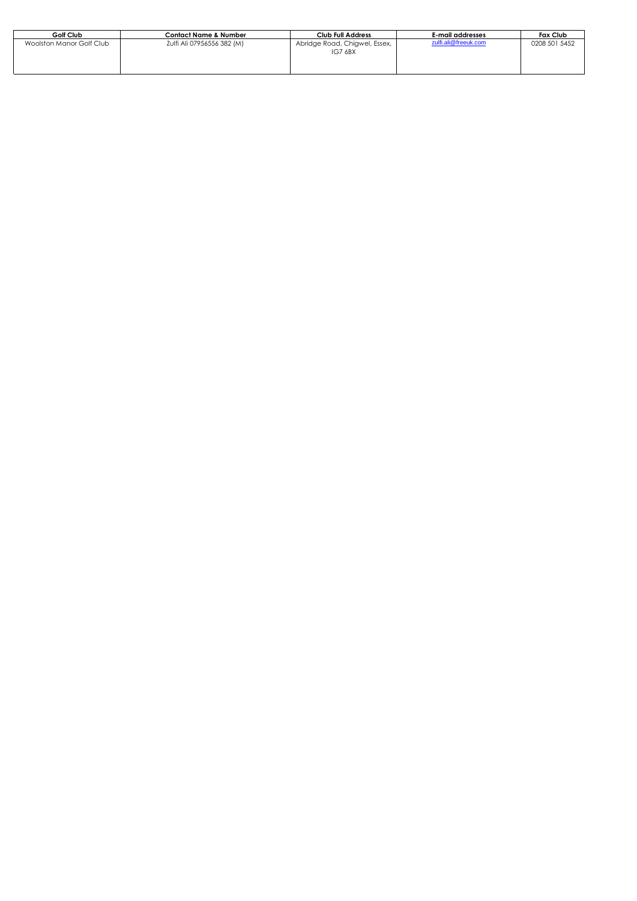| Golf Club | Contact Name & Number | Club Full Address | E-mail addresses | Fax Club |
|---|---|---|---|---|
| Woolston Manor Golf Club | Zulfi Ali 07956556 382 (M) | Abridge Road, Chigwel, Essex, IG7 6BX | zulfi.ali@freeuk.com | 0208 501 5452 |